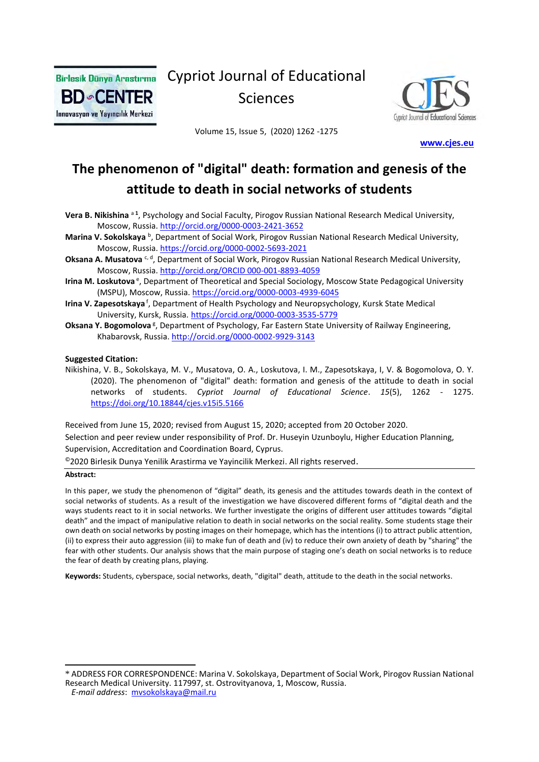Cypriot Journal of Educational Sciences

Volume 15, Issue 5, (2020) 1262 -1275

**www.cjes.eu**

# The phenomenon of "digital" death: formation and genesis of the attitude to death in social networks of students

**Vera B. Nikishina** [a 1], Psychology and Social Faculty, Pirogov Russian National Research Medical University, Moscow, Russia. http://orcid.org/0000-0003-2421-3652

**Marina V. Sokolskaya** [b], Department of Social Work, Pirogov Russian National Research Medical University, Moscow, Russia. https://orcid.org/0000-0002-5693-2021

**Oksana A. Musatova** [c, d], Department of Social Work, Pirogov Russian National Research Medical University, Moscow, Russia. http://orcid.org/ORCID 000-001-8893-4059

**Irina M. Loskutova** [e], Department of Theoretical and Special Sociology, Moscow State Pedagogical University (MSPU), Moscow, Russia. https://orcid.org/0000-0003-4939-6045

**Irina V. Zapesotskaya** [f], Department of Health Psychology and Neuropsychology, Kursk State Medical University, Kursk, Russia. https://orcid.org/0000-0003-3535-5779

**Oksana Y. Bogomolova** [g], Department of Psychology, Far Eastern State University of Railway Engineering, Khabarovsk, Russia. http://orcid.org/0000-0002-9929-3143

**Suggested Citation:**

Nikishina, V. B., Sokolskaya, M. V., Musatova, O. A., Loskutova, I. M., Zapesotskaya, I, V. & Bogomolova, O. Y. (2020). The phenomenon of "digital" death: formation and genesis of the attitude to death in social networks of students. *Cypriot Journal of Educational Science*. *15*(5), 1262 - 1275. https://doi.org/10.18844/cjes.v15i5.5166

Received from June 15, 2020; revised from August 15, 2020; accepted from 20 October 2020.

Selection and peer review under responsibility of Prof. Dr. Huseyin Uzunboylu, Higher Education Planning, Supervision, Accreditation and Coordination Board, Cyprus.

©2020 Birlesik Dunya Yenilik Arastirma ve Yayincilik Merkezi. All rights reserved.

**Abstract:**

In this paper, we study the phenomenon of "digital" death, its genesis and the attitudes towards death in the context of social networks of students. As a result of the investigation we have discovered different forms of "digital death and the ways students react to it in social networks. We further investigate the origins of different user attitudes towards "digital death" and the impact of manipulative relation to death in social networks on the social reality. Some students stage their own death on social networks by posting images on their homepage, which has the intentions (i) to attract public attention, (ii) to express their auto aggression (iii) to make fun of death and (iv) to reduce their own anxiety of death by "sharing" the fear with other students. Our analysis shows that the main purpose of staging one's death on social networks is to reduce the fear of death by creating plans, playing.

**Keywords:** Students, cyberspace, social networks, death, "digital" death, attitude to the death in the social networks.

---

\* ADDRESS FOR CORRESPONDENCE: Marina V. Sokolskaya, Department of Social Work, Pirogov Russian National Research Medical University. 117997, st. Ostrovityanova, 1, Moscow, Russia.

*E-mail address*: mvsokolskaya@mail.ru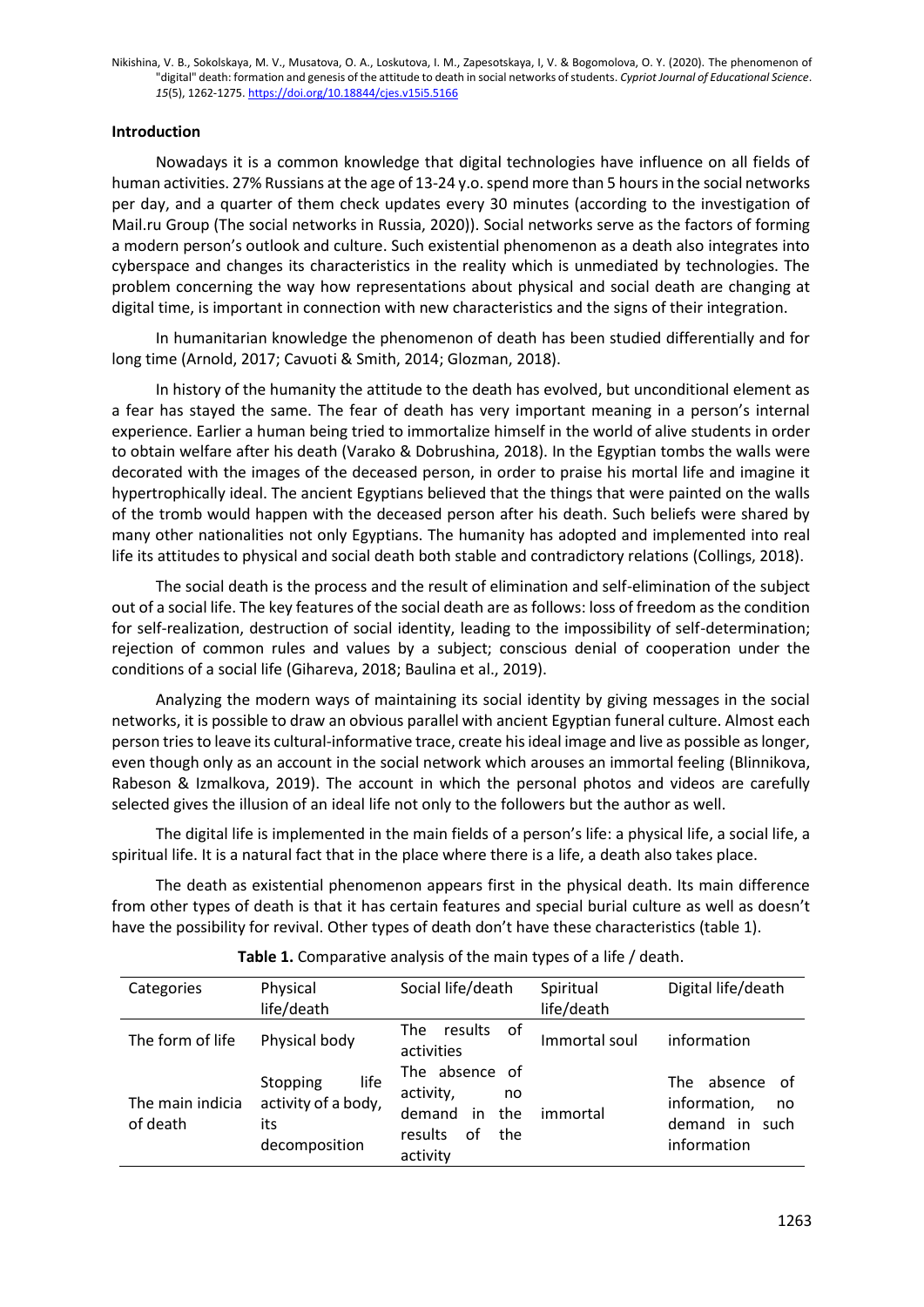## Introduction

Nowadays it is a common knowledge that digital technologies have influence on all fields of human activities. 27% Russians at the age of 13-24 y.o. spend more than 5 hours in the social networks per day, and a quarter of them check updates every 30 minutes (according to the investigation of Mail.ru Group (The social networks in Russia, 2020)). Social networks serve as the factors of forming a modern person's outlook and culture. Such existential phenomenon as a death also integrates into cyberspace and changes its characteristics in the reality which is unmediated by technologies. The problem concerning the way how representations about physical and social death are changing at digital time, is important in connection with new characteristics and the signs of their integration.

In humanitarian knowledge the phenomenon of death has been studied differentially and for long time (Arnold, 2017; Cavuoti & Smith, 2014; Glozman, 2018).

In history of the humanity the attitude to the death has evolved, but unconditional element as a fear has stayed the same. The fear of death has very important meaning in a person's internal experience. Earlier a human being tried to immortalize himself in the world of alive students in order to obtain welfare after his death (Varako & Dobrushina, 2018). In the Egyptian tombs the walls were decorated with the images of the deceased person, in order to praise his mortal life and imagine it hypertrophically ideal. The ancient Egyptians believed that the things that were painted on the walls of the tromb would happen with the deceased person after his death. Such beliefs were shared by many other nationalities not only Egyptians. The humanity has adopted and implemented into real life its attitudes to physical and social death both stable and contradictory relations (Collings, 2018).

The social death is the process and the result of elimination and self-elimination of the subject out of a social life. The key features of the social death are as follows: loss of freedom as the condition for self-realization, destruction of social identity, leading to the impossibility of self-determination; rejection of common rules and values by a subject; conscious denial of cooperation under the conditions of a social life (Gihareva, 2018; Baulina et al., 2019).

Analyzing the modern ways of maintaining its social identity by giving messages in the social networks, it is possible to draw an obvious parallel with ancient Egyptian funeral culture. Almost each person tries to leave its cultural-informative trace, create his ideal image and live as possible as longer, even though only as an account in the social network which arouses an immortal feeling (Blinnikova, Rabeson & Izmalkova, 2019). The account in which the personal photos and videos are carefully selected gives the illusion of an ideal life not only to the followers but the author as well.

The digital life is implemented in the main fields of a person's life: a physical life, a social life, a spiritual life. It is a natural fact that in the place where there is a life, a death also takes place.

The death as existential phenomenon appears first in the physical death. Its main difference from other types of death is that it has certain features and special burial culture as well as doesn't have the possibility for revival. Other types of death don't have these characteristics (table 1).

**Table 1.** Comparative analysis of the main types of a life / death.

| Categories | Physical life/death | Social life/death | Spiritual life/death | Digital life/death |
|---|---|---|---|---|
| The form of life | Physical body | The results of activities | Immortal soul | information |
| The main indicia of death | Stopping life activity of a body, its decomposition | The absence of activity, no demand in the results of the activity | immortal | The absence of information, no demand in such information |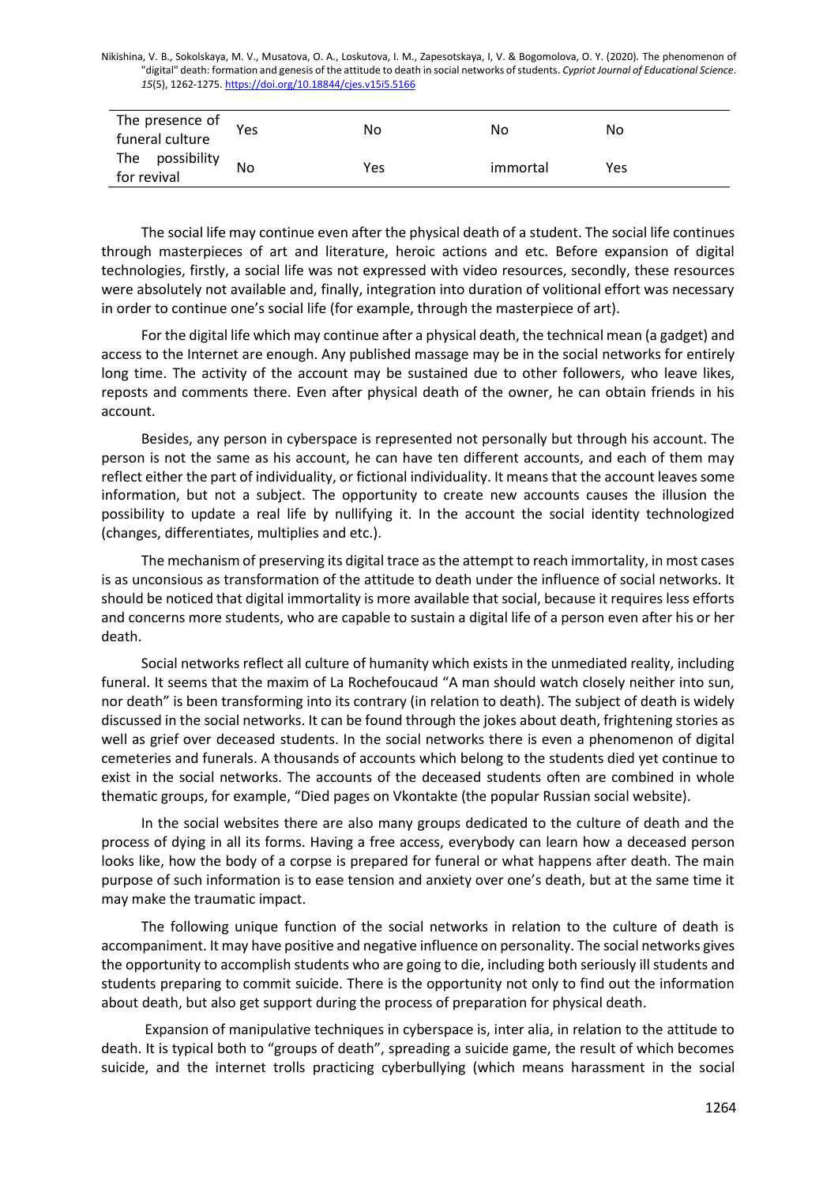| | | | | |
|---|---|---|---|---|
| The presence of funeral culture | Yes | No | No | No |
| The possibility for revival | No | Yes | immortal | Yes |

The social life may continue even after the physical death of a student. The social life continues through masterpieces of art and literature, heroic actions and etc. Before expansion of digital technologies, firstly, a social life was not expressed with video resources, secondly, these resources were absolutely not available and, finally, integration into duration of volitional effort was necessary in order to continue one's social life (for example, through the masterpiece of art).

For the digital life which may continue after a physical death, the technical mean (a gadget) and access to the Internet are enough. Any published massage may be in the social networks for entirely long time. The activity of the account may be sustained due to other followers, who leave likes, reposts and comments there. Even after physical death of the owner, he can obtain friends in his account.

Besides, any person in cyberspace is represented not personally but through his account. The person is not the same as his account, he can have ten different accounts, and each of them may reflect either the part of individuality, or fictional individuality. It means that the account leaves some information, but not a subject. The opportunity to create new accounts causes the illusion the possibility to update a real life by nullifying it. In the account the social identity technologized (changes, differentiates, multiplies and etc.).

The mechanism of preserving its digital trace as the attempt to reach immortality, in most cases is as unconsious as transformation of the attitude to death under the influence of social networks. It should be noticed that digital immortality is more available that social, because it requires less efforts and concerns more students, who are capable to sustain a digital life of a person even after his or her death.

Social networks reflect all culture of humanity which exists in the unmediated reality, including funeral. It seems that the maxim of La Rochefoucaud "A man should watch closely neither into sun, nor death" is been transforming into its contrary (in relation to death). The subject of death is widely discussed in the social networks. It can be found through the jokes about death, frightening stories as well as grief over deceased students. In the social networks there is even a phenomenon of digital cemeteries and funerals. A thousands of accounts which belong to the students died yet continue to exist in the social networks. The accounts of the deceased students often are combined in whole thematic groups, for example, "Died pages on Vkontakte (the popular Russian social website).

In the social websites there are also many groups dedicated to the culture of death and the process of dying in all its forms. Having a free access, everybody can learn how a deceased person looks like, how the body of a corpse is prepared for funeral or what happens after death. The main purpose of such information is to ease tension and anxiety over one's death, but at the same time it may make the traumatic impact.

The following unique function of the social networks in relation to the culture of death is accompaniment. It may have positive and negative influence on personality. The social networks gives the opportunity to accomplish students who are going to die, including both seriously ill students and students preparing to commit suicide. There is the opportunity not only to find out the information about death, but also get support during the process of preparation for physical death.

Expansion of manipulative techniques in cyberspace is, inter alia, in relation to the attitude to death. It is typical both to "groups of death", spreading a suicide game, the result of which becomes suicide, and the internet trolls practicing cyberbullying (which means harassment in the social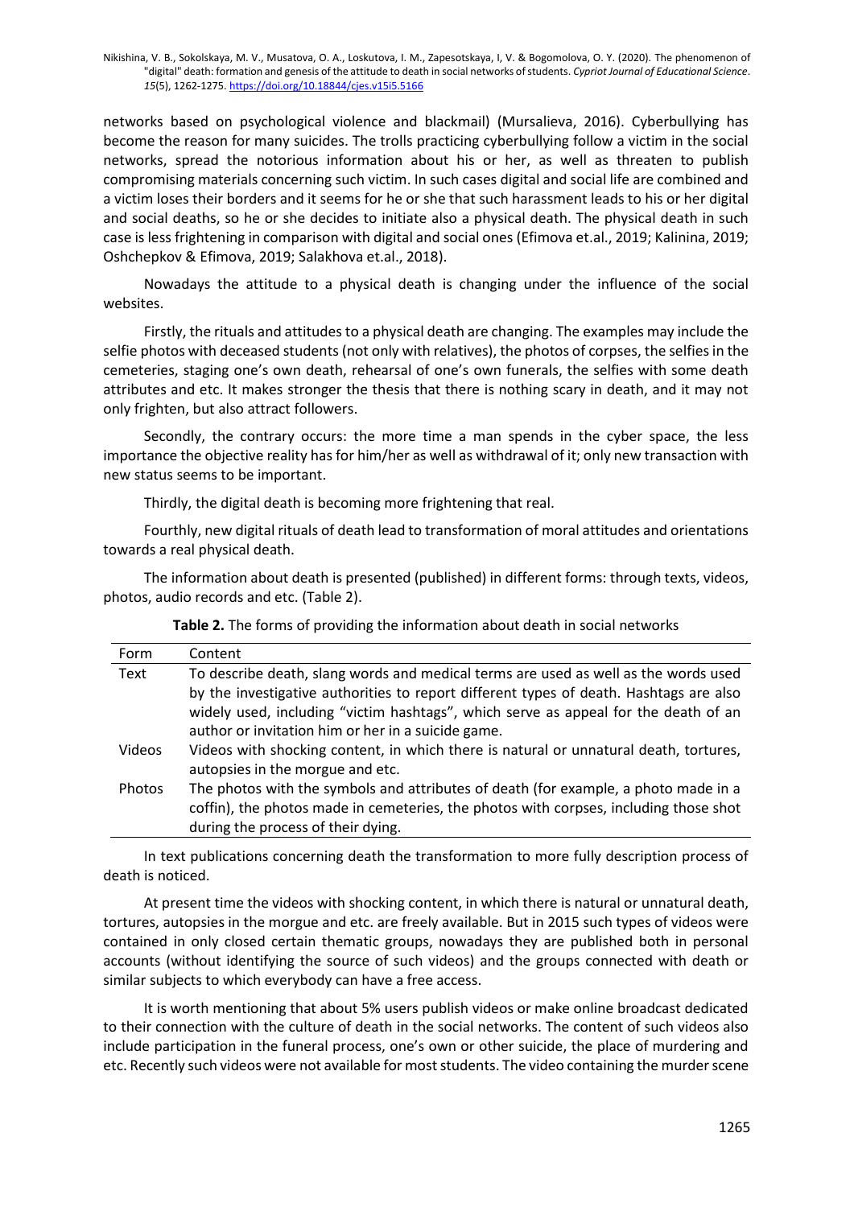networks based on psychological violence and blackmail) (Mursalieva, 2016). Cyberbullying has become the reason for many suicides. The trolls practicing cyberbullying follow a victim in the social networks, spread the notorious information about his or her, as well as threaten to publish compromising materials concerning such victim. In such cases digital and social life are combined and a victim loses their borders and it seems for he or she that such harassment leads to his or her digital and social deaths, so he or she decides to initiate also a physical death. The physical death in such case is less frightening in comparison with digital and social ones (Efimova et.al., 2019; Kalinina, 2019; Oshchepkov & Efimova, 2019; Salakhova et.al., 2018).

Nowadays the attitude to a physical death is changing under the influence of the social websites.

Firstly, the rituals and attitudes to a physical death are changing. The examples may include the selfie photos with deceased students (not only with relatives), the photos of corpses, the selfies in the cemeteries, staging one's own death, rehearsal of one's own funerals, the selfies with some death attributes and etc. It makes stronger the thesis that there is nothing scary in death, and it may not only frighten, but also attract followers.

Secondly, the contrary occurs: the more time a man spends in the cyber space, the less importance the objective reality has for him/her as well as withdrawal of it; only new transaction with new status seems to be important.

Thirdly, the digital death is becoming more frightening that real.

Fourthly, new digital rituals of death lead to transformation of moral attitudes and orientations towards a real physical death.

The information about death is presented (published) in different forms: through texts, videos, photos, audio records and etc. (Table 2).

**Table 2.** The forms of providing the information about death in social networks

| Form | Content |
|---|---|
| Text | To describe death, slang words and medical terms are used as well as the words used by the investigative authorities to report different types of death. Hashtags are also widely used, including "victim hashtags", which serve as appeal for the death of an author or invitation him or her in a suicide game. |
| Videos | Videos with shocking content, in which there is natural or unnatural death, tortures, autopsies in the morgue and etc. |
| Photos | The photos with the symbols and attributes of death (for example, a photo made in a coffin), the photos made in cemeteries, the photos with corpses, including those shot during the process of their dying. |

In text publications concerning death the transformation to more fully description process of death is noticed.

At present time the videos with shocking content, in which there is natural or unnatural death, tortures, autopsies in the morgue and etc. are freely available. But in 2015 such types of videos were contained in only closed certain thematic groups, nowadays they are published both in personal accounts (without identifying the source of such videos) and the groups connected with death or similar subjects to which everybody can have a free access.

It is worth mentioning that about 5% users publish videos or make online broadcast dedicated to their connection with the culture of death in the social networks. The content of such videos also include participation in the funeral process, one's own or other suicide, the place of murdering and etc. Recently such videos were not available for most students. The video containing the murder scene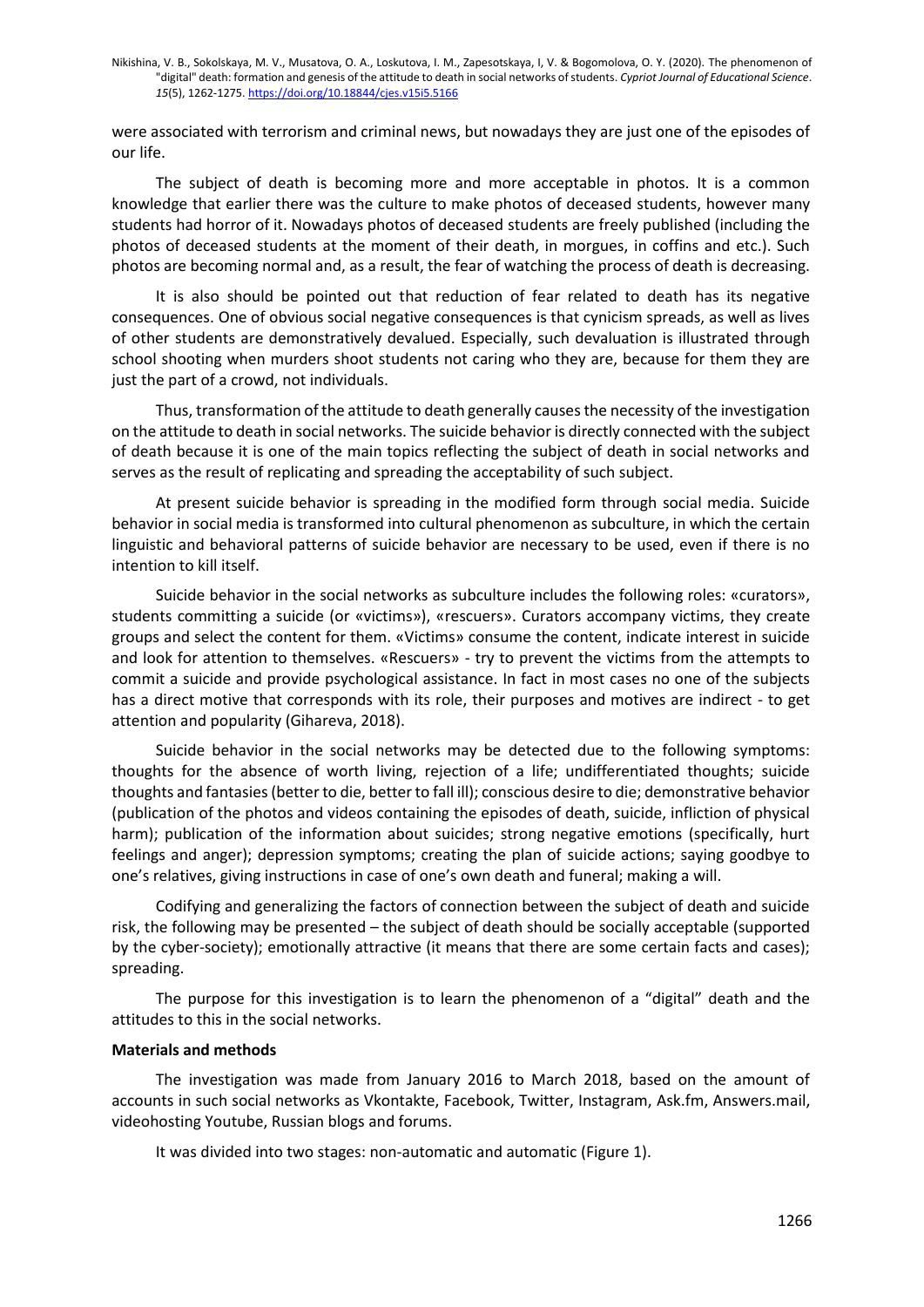were associated with terrorism and criminal news, but nowadays they are just one of the episodes of our life.

The subject of death is becoming more and more acceptable in photos. It is a common knowledge that earlier there was the culture to make photos of deceased students, however many students had horror of it. Nowadays photos of deceased students are freely published (including the photos of deceased students at the moment of their death, in morgues, in coffins and etc.). Such photos are becoming normal and, as a result, the fear of watching the process of death is decreasing.

It is also should be pointed out that reduction of fear related to death has its negative consequences. One of obvious social negative consequences is that cynicism spreads, as well as lives of other students are demonstratively devalued. Especially, such devaluation is illustrated through school shooting when murders shoot students not caring who they are, because for them they are just the part of a crowd, not individuals.

Thus, transformation of the attitude to death generally causes the necessity of the investigation on the attitude to death in social networks. The suicide behavior is directly connected with the subject of death because it is one of the main topics reflecting the subject of death in social networks and serves as the result of replicating and spreading the acceptability of such subject.

At present suicide behavior is spreading in the modified form through social media. Suicide behavior in social media is transformed into cultural phenomenon as subculture, in which the certain linguistic and behavioral patterns of suicide behavior are necessary to be used, even if there is no intention to kill itself.

Suicide behavior in the social networks as subculture includes the following roles: «curators», students committing a suicide (or «victims»), «rescuers». Curators accompany victims, they create groups and select the content for them. «Victims» consume the content, indicate interest in suicide and look for attention to themselves. «Rescuers» - try to prevent the victims from the attempts to commit a suicide and provide psychological assistance. In fact in most cases no one of the subjects has a direct motive that corresponds with its role, their purposes and motives are indirect - to get attention and popularity (Gihareva, 2018).

Suicide behavior in the social networks may be detected due to the following symptoms: thoughts for the absence of worth living, rejection of a life; undifferentiated thoughts; suicide thoughts and fantasies (better to die, better to fall ill); conscious desire to die; demonstrative behavior (publication of the photos and videos containing the episodes of death, suicide, infliction of physical harm); publication of the information about suicides; strong negative emotions (specifically, hurt feelings and anger); depression symptoms; creating the plan of suicide actions; saying goodbye to one's relatives, giving instructions in case of one's own death and funeral; making a will.

Codifying and generalizing the factors of connection between the subject of death and suicide risk, the following may be presented – the subject of death should be socially acceptable (supported by the cyber-society); emotionally attractive (it means that there are some certain facts and cases); spreading.

The purpose for this investigation is to learn the phenomenon of a "digital" death and the attitudes to this in the social networks.

**Materials and methods**

The investigation was made from January 2016 to March 2018, based on the amount of accounts in such social networks as Vkontakte, Facebook, Twitter, Instagram, Ask.fm, Answers.mail, videohosting Youtube, Russian blogs and forums.

It was divided into two stages: non-automatic and automatic (Figure 1).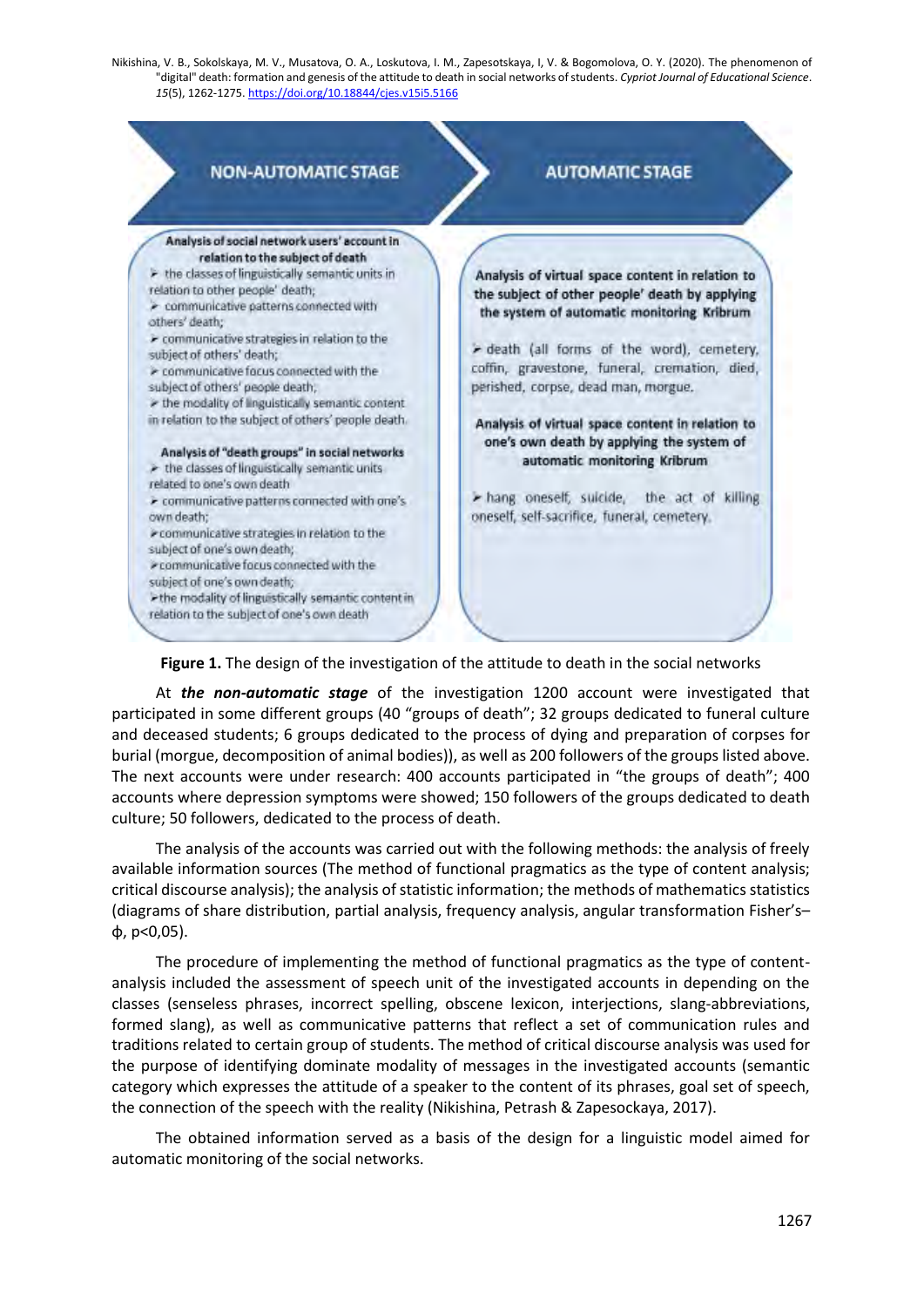**NON-AUTOMATIC STAGE**

**Analysis of social network users' account in relation to the subject of death**

- the classes of linguistically semantic units in relation to other people' death;
- communicative patterns connected with others' death;
- communicative strategies in relation to the subject of others' death;
- communicative focus connected with the subject of others' people death;
- the modality of linguistically semantic content in relation to the subject of others' people death.

**Analysis of "death groups" in social networks**

- the classes of linguistically semantic units related to one's own death
- communicative patterns connected with one's own death;
- communicative strategies in relation to the subject of one's own death;
- communicative focus connected with the subject of one's own death;
- the modality of linguistically semantic content in relation to the subject of one's own death

**AUTOMATIC STAGE**

**Analysis of virtual space content in relation to the subject of other people' death by applying the system of automatic monitoring Kribrum**

- death (all forms of the word), cemetery, coffin, gravestone, funeral, cremation, died, perished, corpse, dead man, morgue.

**Analysis of virtual space content in relation to one's own death by applying the system of automatic monitoring Kribrum**

- hang oneself, suicide, the act of killing oneself, self-sacrifice, funeral, cemetery.

**Figure 1.** The design of the investigation of the attitude to death in the social networks

At ***the non-automatic stage*** of the investigation 1200 account were investigated that participated in some different groups (40 "groups of death"; 32 groups dedicated to funeral culture and deceased students; 6 groups dedicated to the process of dying and preparation of corpses for burial (morgue, decomposition of animal bodies)), as well as 200 followers of the groups listed above. The next accounts were under research: 400 accounts participated in "the groups of death"; 400 accounts where depression symptoms were showed; 150 followers of the groups dedicated to death culture; 50 followers, dedicated to the process of death.

The analysis of the accounts was carried out with the following methods: the analysis of freely available information sources (The method of functional pragmatics as the type of content analysis; critical discourse analysis); the analysis of statistic information; the methods of mathematics statistics (diagrams of share distribution, partial analysis, frequency analysis, angular transformation Fisher's–ф, p<0,05).

The procedure of implementing the method of functional pragmatics as the type of content-analysis included the assessment of speech unit of the investigated accounts in depending on the classes (senseless phrases, incorrect spelling, obscene lexicon, interjections, slang-abbreviations, formed slang), as well as communicative patterns that reflect a set of communication rules and traditions related to certain group of students. The method of critical discourse analysis was used for the purpose of identifying dominate modality of messages in the investigated accounts (semantic category which expresses the attitude of a speaker to the content of its phrases, goal set of speech, the connection of the speech with the reality (Nikishina, Petrash & Zapesockaya, 2017).

The obtained information served as a basis of the design for a linguistic model aimed for automatic monitoring of the social networks.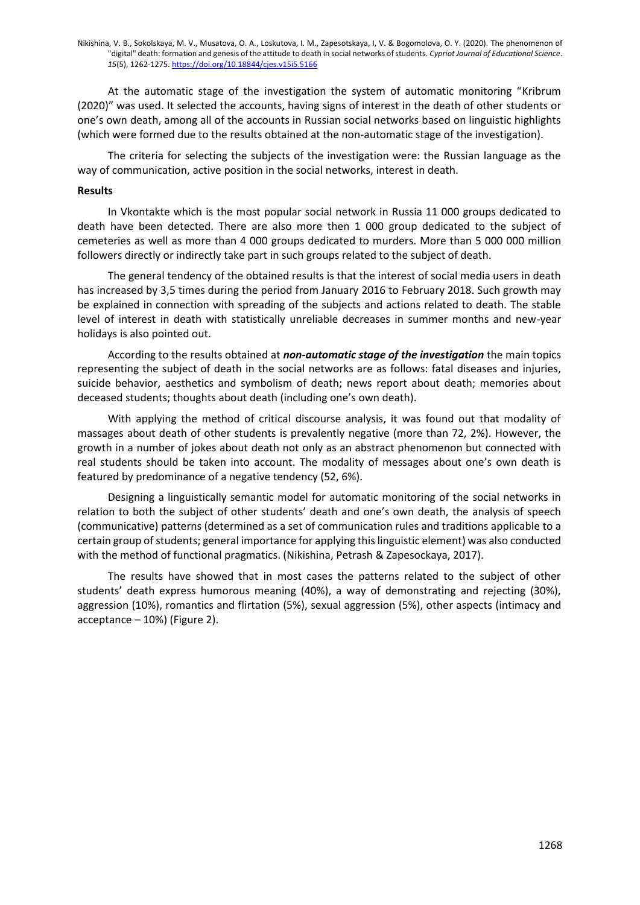At the automatic stage of the investigation the system of automatic monitoring "Kribrum (2020)" was used. It selected the accounts, having signs of interest in the death of other students or one's own death, among all of the accounts in Russian social networks based on linguistic highlights (which were formed due to the results obtained at the non-automatic stage of the investigation).

The criteria for selecting the subjects of the investigation were: the Russian language as the way of communication, active position in the social networks, interest in death.

**Results**

In Vkontakte which is the most popular social network in Russia 11 000 groups dedicated to death have been detected. There are also more then 1 000 group dedicated to the subject of cemeteries as well as more than 4 000 groups dedicated to murders. More than 5 000 000 million followers directly or indirectly take part in such groups related to the subject of death.

The general tendency of the obtained results is that the interest of social media users in death has increased by 3,5 times during the period from January 2016 to February 2018. Such growth may be explained in connection with spreading of the subjects and actions related to death. The stable level of interest in death with statistically unreliable decreases in summer months and new-year holidays is also pointed out.

According to the results obtained at ***non-automatic stage of the investigation*** the main topics representing the subject of death in the social networks are as follows: fatal diseases and injuries, suicide behavior, aesthetics and symbolism of death; news report about death; memories about deceased students; thoughts about death (including one's own death).

With applying the method of critical discourse analysis, it was found out that modality of massages about death of other students is prevalently negative (more than 72, 2%). However, the growth in a number of jokes about death not only as an abstract phenomenon but connected with real students should be taken into account. The modality of messages about one's own death is featured by predominance of a negative tendency (52, 6%).

Designing a linguistically semantic model for automatic monitoring of the social networks in relation to both the subject of other students' death and one's own death, the analysis of speech (communicative) patterns (determined as a set of communication rules and traditions applicable to a certain group of students; general importance for applying this linguistic element) was also conducted with the method of functional pragmatics. (Nikishina, Petrash & Zapesockaya, 2017).

The results have showed that in most cases the patterns related to the subject of other students' death express humorous meaning (40%), a way of demonstrating and rejecting (30%), aggression (10%), romantics and flirtation (5%), sexual aggression (5%), other aspects (intimacy and acceptance – 10%) (Figure 2).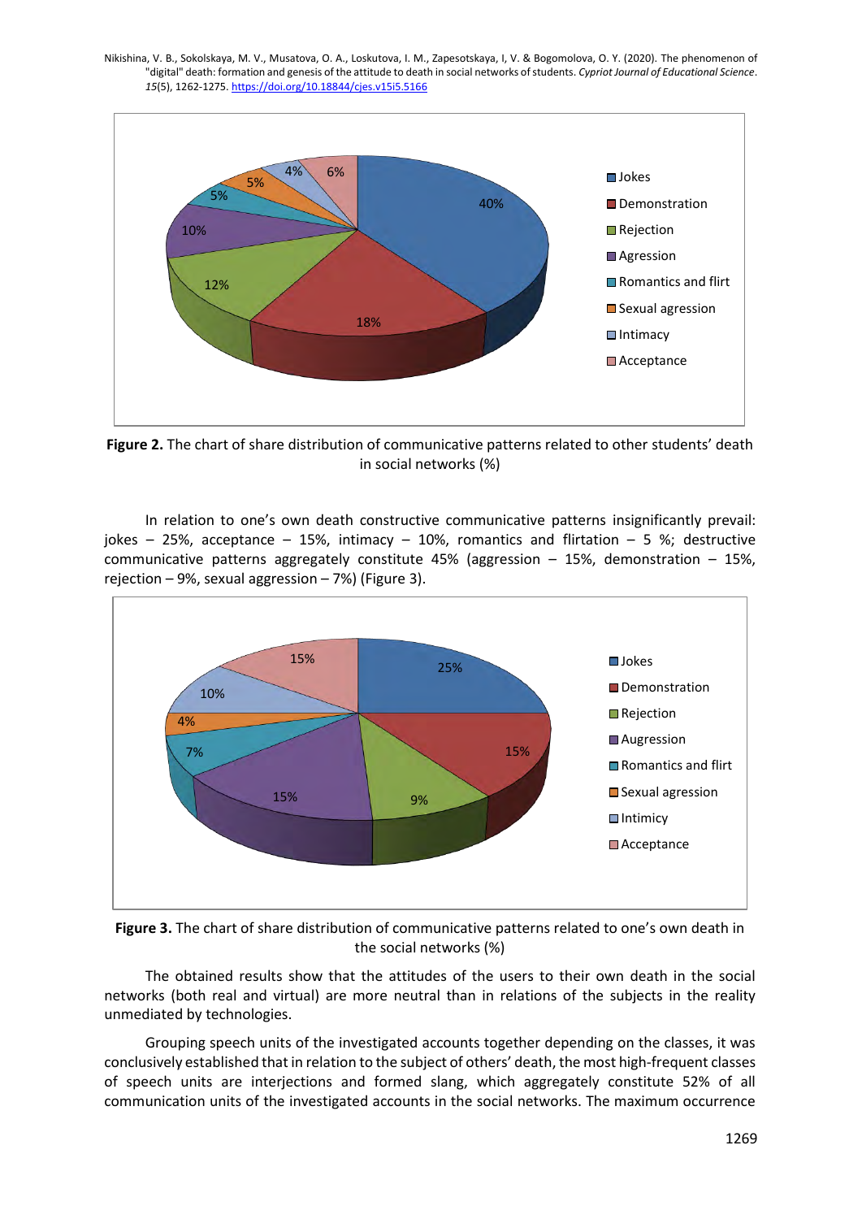**Figure 2.** The chart of share distribution of communicative patterns related to other students' death in social networks (%)

In relation to one's own death constructive communicative patterns insignificantly prevail: jokes – 25%, acceptance – 15%, intimacy – 10%, romantics and flirtation – 5 %; destructive communicative patterns aggregately constitute 45% (aggression – 15%, demonstration – 15%, rejection – 9%, sexual aggression – 7%) (Figure 3).

**Figure 3.** The chart of share distribution of communicative patterns related to one's own death in the social networks (%)

The obtained results show that the attitudes of the users to their own death in the social networks (both real and virtual) are more neutral than in relations of the subjects in the reality unmediated by technologies.

Grouping speech units of the investigated accounts together depending on the classes, it was conclusively established that in relation to the subject of others' death, the most high-frequent classes of speech units are interjections and formed slang, which aggregately constitute 52% of all communication units of the investigated accounts in the social networks. The maximum occurrence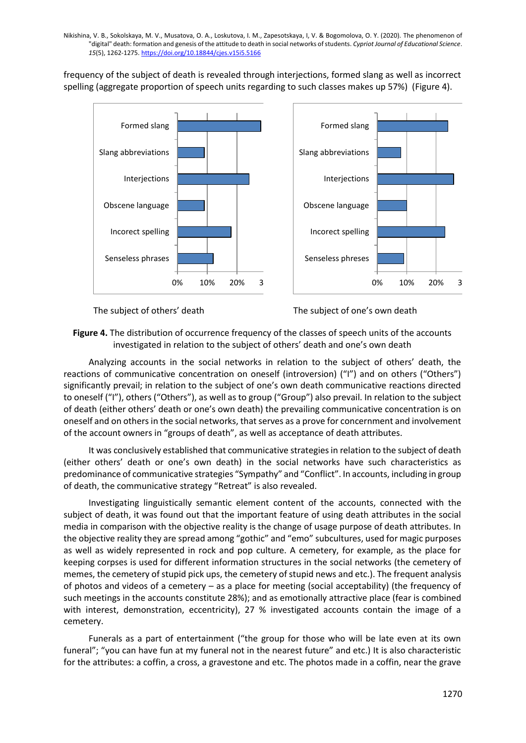frequency of the subject of death is revealed through interjections, formed slang as well as incorrect spelling (aggregate proportion of speech units regarding to such classes makes up 57%) (Figure 4).

The subject of others' death

The subject of one's own death

**Figure 4.** The distribution of occurrence frequency of the classes of speech units of the accounts investigated in relation to the subject of others' death and one's own death

Analyzing accounts in the social networks in relation to the subject of others' death, the reactions of communicative concentration on oneself (introversion) ("I") and on others ("Others") significantly prevail; in relation to the subject of one's own death communicative reactions directed to oneself ("I"), others ("Others"), as well as to group ("Group") also prevail. In relation to the subject of death (either others' death or one's own death) the prevailing communicative concentration is on oneself and on others in the social networks, that serves as a prove for concernment and involvement of the account owners in "groups of death", as well as acceptance of death attributes.

It was conclusively established that communicative strategies in relation to the subject of death (either others' death or one's own death) in the social networks have such characteristics as predominance of communicative strategies "Sympathy" and "Conflict". In accounts, including in group of death, the communicative strategy "Retreat" is also revealed.

Investigating linguistically semantic element content of the accounts, connected with the subject of death, it was found out that the important feature of using death attributes in the social media in comparison with the objective reality is the change of usage purpose of death attributes. In the objective reality they are spread among "gothic" and "emo" subcultures, used for magic purposes as well as widely represented in rock and pop culture. A cemetery, for example, as the place for keeping corpses is used for different information structures in the social networks (the cemetery of memes, the cemetery of stupid pick ups, the cemetery of stupid news and etc.). The frequent analysis of photos and videos of a cemetery – as a place for meeting (social acceptability) (the frequency of such meetings in the accounts constitute 28%); and as emotionally attractive place (fear is combined with interest, demonstration, eccentricity), 27 % investigated accounts contain the image of a cemetery.

Funerals as a part of entertainment ("the group for those who will be late even at its own funeral"; "you can have fun at my funeral not in the nearest future" and etc.) It is also characteristic for the attributes: a coffin, a cross, a gravestone and etc. The photos made in a coffin, near the grave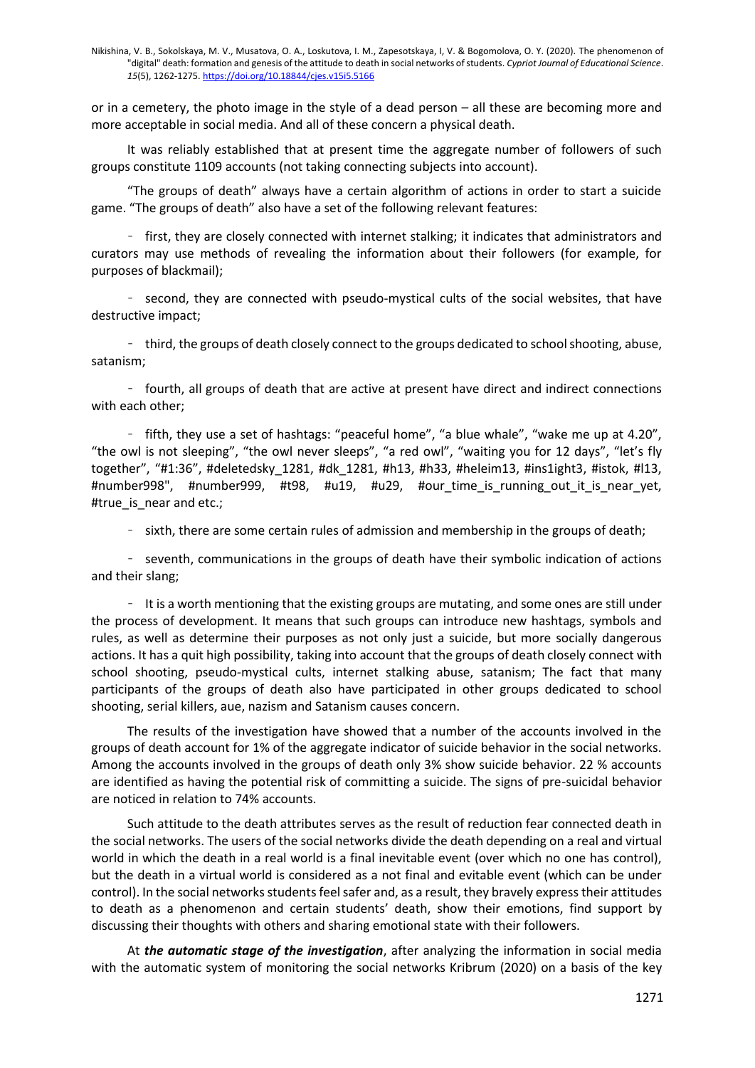or in a cemetery, the photo image in the style of a dead person – all these are becoming more and more acceptable in social media. And all of these concern a physical death.

It was reliably established that at present time the aggregate number of followers of such groups constitute 1109 accounts (not taking connecting subjects into account).

"The groups of death" always have a certain algorithm of actions in order to start a suicide game. "The groups of death" also have a set of the following relevant features:

- first, they are closely connected with internet stalking; it indicates that administrators and curators may use methods of revealing the information about their followers (for example, for purposes of blackmail);
- second, they are connected with pseudo-mystical cults of the social websites, that have destructive impact;
- third, the groups of death closely connect to the groups dedicated to school shooting, abuse, satanism;
- fourth, all groups of death that are active at present have direct and indirect connections with each other;
- fifth, they use a set of hashtags: "peaceful home", "a blue whale", "wake me up at 4.20", "the owl is not sleeping", "the owl never sleeps", "a red owl", "waiting you for 12 days", "let's fly together", "#1:36", #deletedsky_1281, #dk_1281, #h13, #h33, #heleim13, #ins1ight3, #istok, #l13, #number998", #number999, #t98, #u19, #u29, #our_time_is_running_out_it_is_near_yet, #true_is_near and etc.;
- sixth, there are some certain rules of admission and membership in the groups of death;
- seventh, communications in the groups of death have their symbolic indication of actions and their slang;
- It is a worth mentioning that the existing groups are mutating, and some ones are still under the process of development. It means that such groups can introduce new hashtags, symbols and rules, as well as determine their purposes as not only just a suicide, but more socially dangerous actions. It has a quit high possibility, taking into account that the groups of death closely connect with school shooting, pseudo-mystical cults, internet stalking abuse, satanism; The fact that many participants of the groups of death also have participated in other groups dedicated to school shooting, serial killers, aue, nazism and Satanism causes concern.

The results of the investigation have showed that a number of the accounts involved in the groups of death account for 1% of the aggregate indicator of suicide behavior in the social networks. Among the accounts involved in the groups of death only 3% show suicide behavior. 22 % accounts are identified as having the potential risk of committing a suicide. The signs of pre-suicidal behavior are noticed in relation to 74% accounts.

Such attitude to the death attributes serves as the result of reduction fear connected death in the social networks. The users of the social networks divide the death depending on a real and virtual world in which the death in a real world is a final inevitable event (over which no one has control), but the death in a virtual world is considered as a not final and evitable event (which can be under control). In the social networks students feel safer and, as a result, they bravely express their attitudes to death as a phenomenon and certain students' death, show their emotions, find support by discussing their thoughts with others and sharing emotional state with their followers.

At ***the automatic stage of the investigation***, after analyzing the information in social media with the automatic system of monitoring the social networks Kribrum (2020) on a basis of the key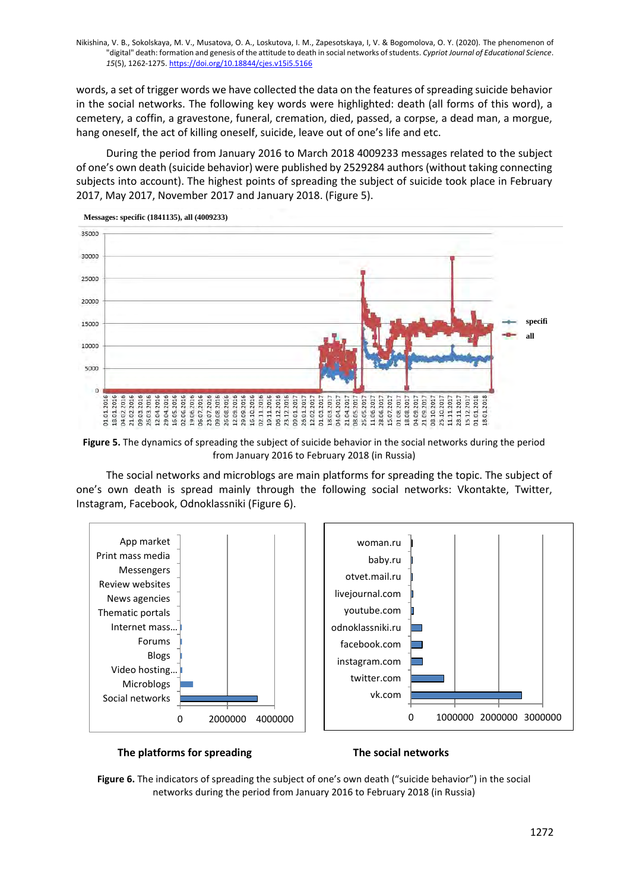words, a set of trigger words we have collected the data on the features of spreading suicide behavior in the social networks. The following key words were highlighted: death (all forms of this word), a cemetery, a coffin, a gravestone, funeral, cremation, died, passed, a corpse, a dead man, a morgue, hang oneself, the act of killing oneself, suicide, leave out of one's life and etc.

During the period from January 2016 to March 2018 4009233 messages related to the subject of one's own death (suicide behavior) were published by 2529284 authors (without taking connecting subjects into account). The highest points of spreading the subject of suicide took place in February 2017, May 2017, November 2017 and January 2018. (Figure 5).

**Figure 5.** The dynamics of spreading the subject of suicide behavior in the social networks during the period from January 2016 to February 2018 (in Russia)

The social networks and microblogs are main platforms for spreading the topic. The subject of one's own death is spread mainly through the following social networks: Vkontakte, Twitter, Instagram, Facebook, Odnoklassniki (Figure 6).

**Figure 6.** The indicators of spreading the subject of one's own death ("suicide behavior") in the social networks during the period from January 2016 to February 2018 (in Russia)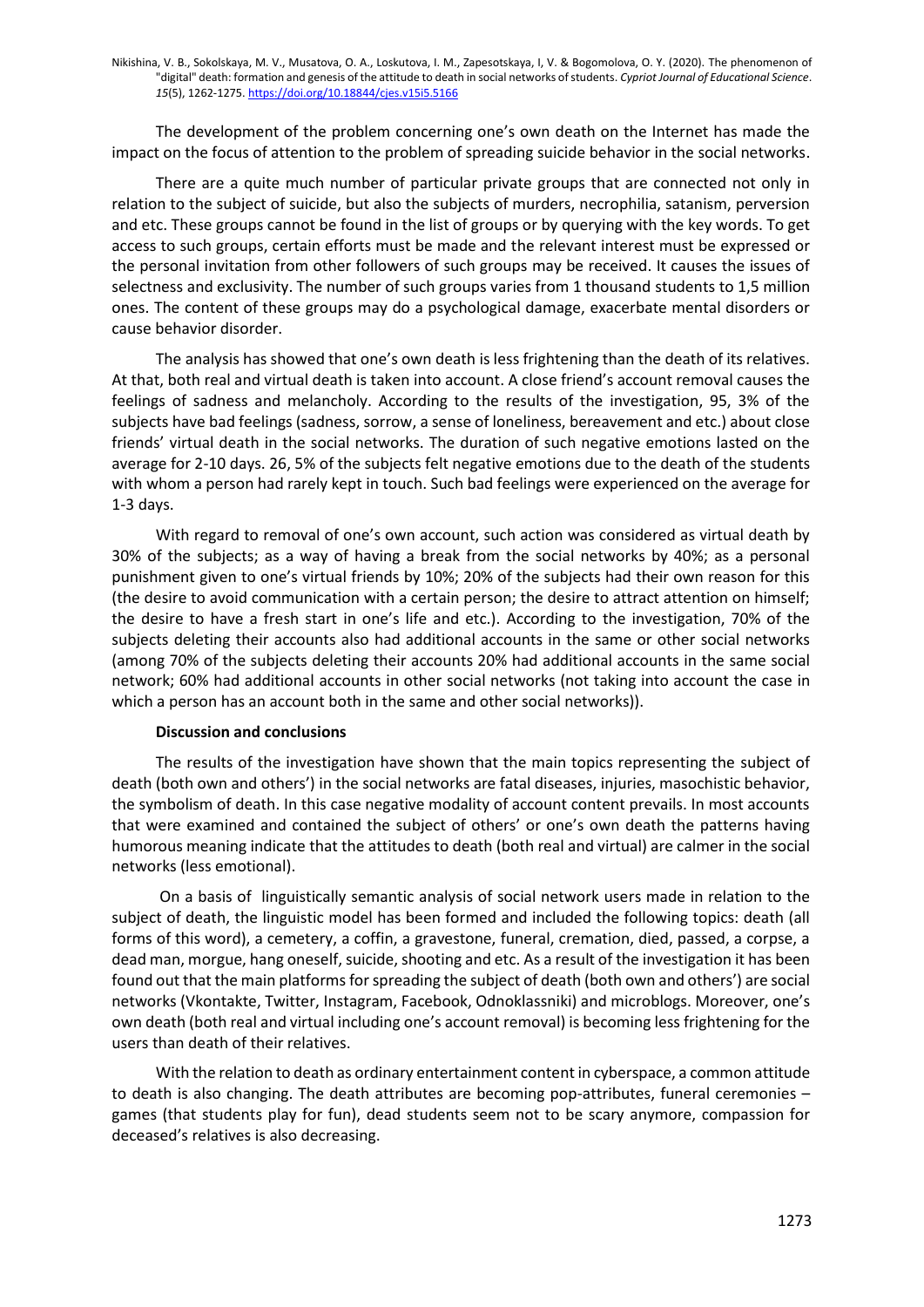The development of the problem concerning one's own death on the Internet has made the impact on the focus of attention to the problem of spreading suicide behavior in the social networks.

There are a quite much number of particular private groups that are connected not only in relation to the subject of suicide, but also the subjects of murders, necrophilia, satanism, perversion and etc. These groups cannot be found in the list of groups or by querying with the key words. To get access to such groups, certain efforts must be made and the relevant interest must be expressed or the personal invitation from other followers of such groups may be received. It causes the issues of selectness and exclusivity. The number of such groups varies from 1 thousand students to 1,5 million ones. The content of these groups may do a psychological damage, exacerbate mental disorders or cause behavior disorder.

The analysis has showed that one's own death is less frightening than the death of its relatives. At that, both real and virtual death is taken into account. A close friend's account removal causes the feelings of sadness and melancholy. According to the results of the investigation, 95, 3% of the subjects have bad feelings (sadness, sorrow, a sense of loneliness, bereavement and etc.) about close friends' virtual death in the social networks. The duration of such negative emotions lasted on the average for 2-10 days. 26, 5% of the subjects felt negative emotions due to the death of the students with whom a person had rarely kept in touch. Such bad feelings were experienced on the average for 1-3 days.

With regard to removal of one's own account, such action was considered as virtual death by 30% of the subjects; as a way of having a break from the social networks by 40%; as a personal punishment given to one's virtual friends by 10%; 20% of the subjects had their own reason for this (the desire to avoid communication with a certain person; the desire to attract attention on himself; the desire to have a fresh start in one's life and etc.). According to the investigation, 70% of the subjects deleting their accounts also had additional accounts in the same or other social networks (among 70% of the subjects deleting their accounts 20% had additional accounts in the same social network; 60% had additional accounts in other social networks (not taking into account the case in which a person has an account both in the same and other social networks)).

**Discussion and conclusions**

The results of the investigation have shown that the main topics representing the subject of death (both own and others') in the social networks are fatal diseases, injuries, masochistic behavior, the symbolism of death. In this case negative modality of account content prevails. In most accounts that were examined and contained the subject of others' or one's own death the patterns having humorous meaning indicate that the attitudes to death (both real and virtual) are calmer in the social networks (less emotional).

On a basis of linguistically semantic analysis of social network users made in relation to the subject of death, the linguistic model has been formed and included the following topics: death (all forms of this word), a cemetery, a coffin, a gravestone, funeral, cremation, died, passed, a corpse, a dead man, morgue, hang oneself, suicide, shooting and etc. As a result of the investigation it has been found out that the main platforms for spreading the subject of death (both own and others') are social networks (Vkontakte, Twitter, Instagram, Facebook, Odnoklassniki) and microblogs. Moreover, one's own death (both real and virtual including one's account removal) is becoming less frightening for the users than death of their relatives.

With the relation to death as ordinary entertainment content in cyberspace, a common attitude to death is also changing. The death attributes are becoming pop-attributes, funeral ceremonies – games (that students play for fun), dead students seem not to be scary anymore, compassion for deceased's relatives is also decreasing.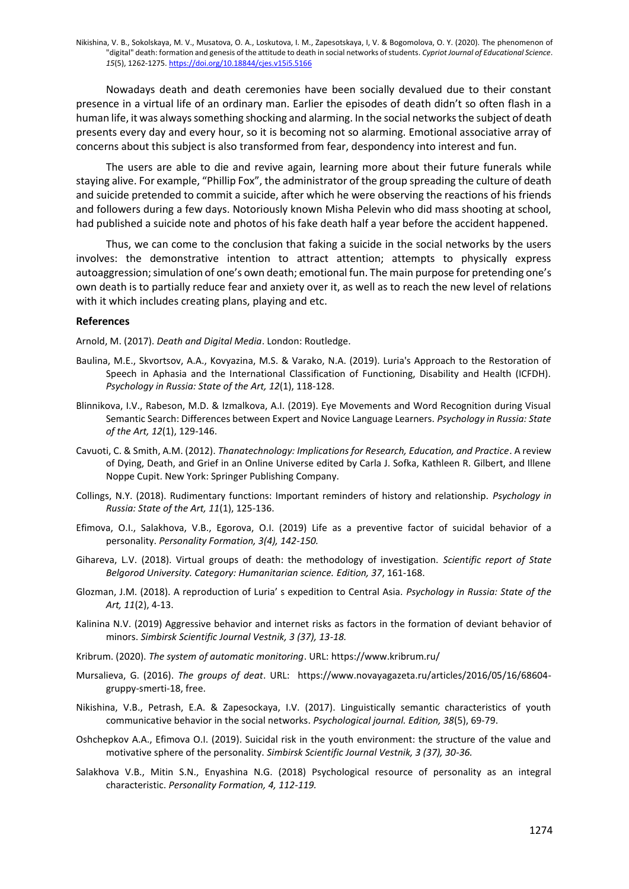Nowadays death and death ceremonies have been socially devalued due to their constant presence in a virtual life of an ordinary man. Earlier the episodes of death didn't so often flash in a human life, it was always something shocking and alarming. In the social networks the subject of death presents every day and every hour, so it is becoming not so alarming. Emotional associative array of concerns about this subject is also transformed from fear, despondency into interest and fun.

The users are able to die and revive again, learning more about their future funerals while staying alive. For example, "Phillip Fox", the administrator of the group spreading the culture of death and suicide pretended to commit a suicide, after which he were observing the reactions of his friends and followers during a few days. Notoriously known Misha Pelevin who did mass shooting at school, had published a suicide note and photos of his fake death half a year before the accident happened.

Thus, we can come to the conclusion that faking a suicide in the social networks by the users involves: the demonstrative intention to attract attention; attempts to physically express autoaggression; simulation of one's own death; emotional fun. The main purpose for pretending one's own death is to partially reduce fear and anxiety over it, as well as to reach the new level of relations with it which includes creating plans, playing and etc.

**References**

Arnold, M. (2017). *Death and Digital Media*. London: Routledge.

Baulina, M.E., Skvortsov, A.A., Kovyazina, M.S. & Varako, N.A. (2019). Luria's Approach to the Restoration of Speech in Aphasia and the International Classification of Functioning, Disability and Health (ICFDH). *Psychology in Russia: State of the Art, 12*(1), 118-128.

Blinnikova, I.V., Rabeson, M.D. & Izmalkova, A.I. (2019). Eye Movements and Word Recognition during Visual Semantic Search: Differences between Expert and Novice Language Learners. *Psychology in Russia: State of the Art, 12*(1), 129-146.

Cavuoti, C. & Smith, A.M. (2012). *Thanatechnology: Implications for Research, Education, and Practice*. A review of Dying, Death, and Grief in an Online Universe edited by Carla J. Sofka, Kathleen R. Gilbert, and Illene Noppe Cupit. New York: Springer Publishing Company.

Collings, N.Y. (2018). Rudimentary functions: Important reminders of history and relationship. *Psychology in Russia: State of the Art, 11*(1), 125-136.

Efimova, O.I., Salakhova, V.B., Egorova, O.I. (2019) Life as a preventive factor of suicidal behavior of a personality. *Personality Formation, 3(4), 142-150.*

Gihareva, L.V. (2018). Virtual groups of death: the methodology of investigation. *Scientific report of State Belgorod University. Category: Humanitarian science. Edition, 37*, 161-168.

Glozman, J.M. (2018). A reproduction of Luria' s expedition to Central Asia. *Psychology in Russia: State of the Art, 11*(2), 4-13.

Kalinina N.V. (2019) Aggressive behavior and internet risks as factors in the formation of deviant behavior of minors. *Simbirsk Scientific Journal Vestnik, 3 (37), 13-18.*

Kribrum. (2020). *The system of automatic monitoring*. URL: https://www.kribrum.ru/

Mursalieva, G. (2016). *The groups of deat*. URL: https://www.novayagazeta.ru/articles/2016/05/16/68604-gruppy-smerti-18, free.

Nikishina, V.B., Petrash, E.A. & Zapesockaya, I.V. (2017). Linguistically semantic characteristics of youth communicative behavior in the social networks. *Psychological journal. Edition, 38*(5), 69-79.

Oshchepkov A.A., Efimova O.I. (2019). Suicidal risk in the youth environment: the structure of the value and motivative sphere of the personality. *Simbirsk Scientific Journal Vestnik, 3 (37), 30-36.*

Salakhova V.B., Mitin S.N., Enyashina N.G. (2018) Psychological resource of personality as an integral characteristic. *Personality Formation, 4, 112-119.*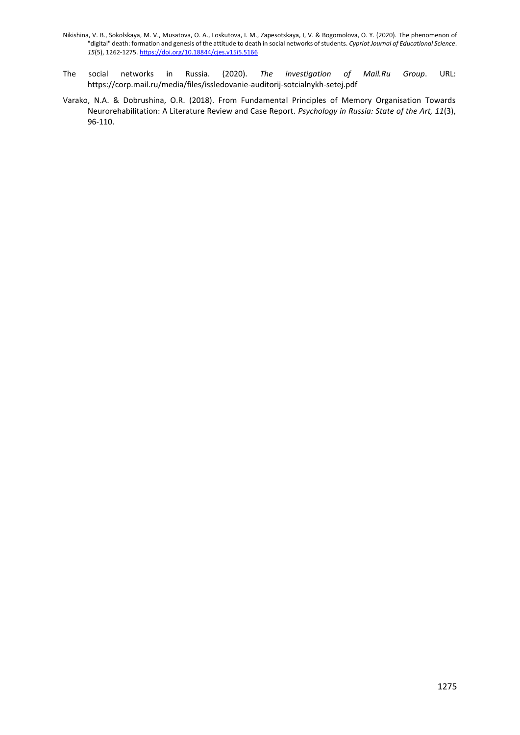The social networks in Russia. (2020). *The investigation of Mail.Ru Group*. URL: https://corp.mail.ru/media/files/issledovanie-auditorij-sotcialnykh-setej.pdf

Varako, N.A. & Dobrushina, O.R. (2018). From Fundamental Principles of Memory Organisation Towards Neurorehabilitation: A Literature Review and Case Report. *Psychology in Russia: State of the Art, 11*(3), 96-110.